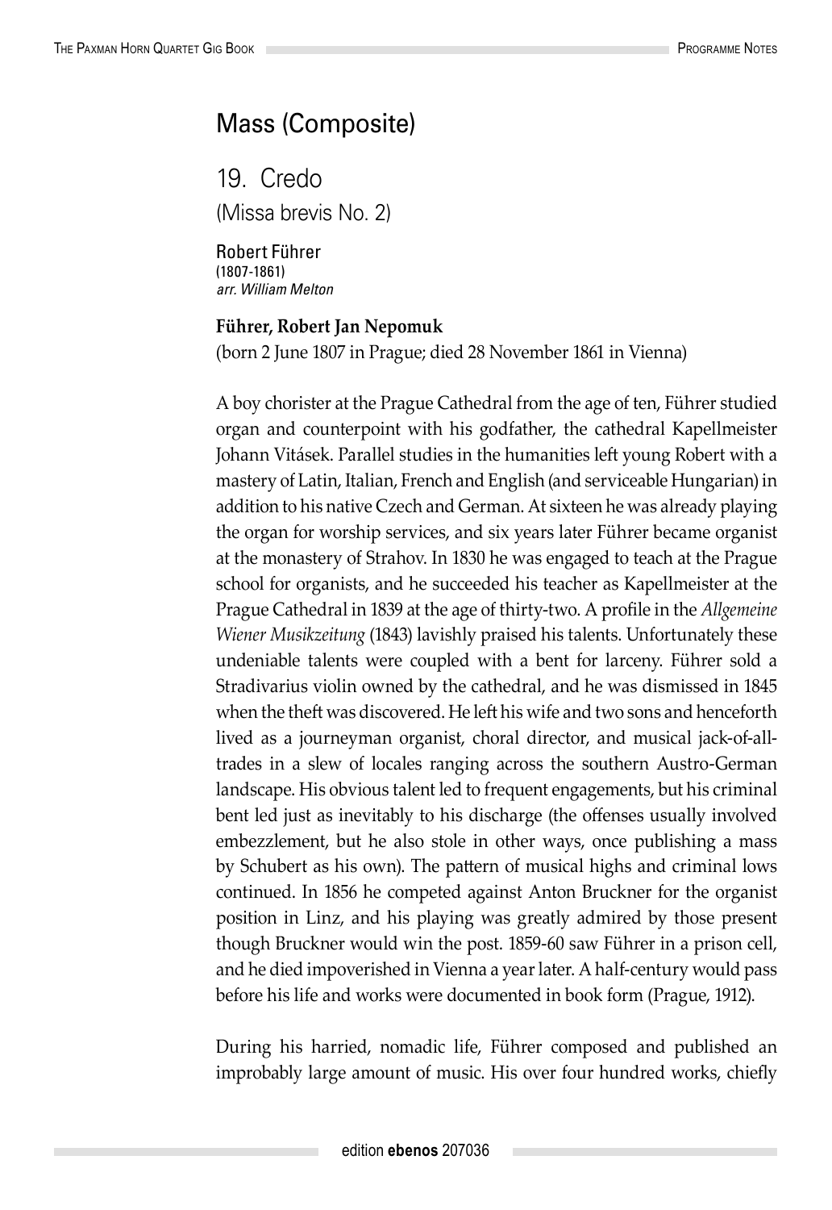# Mass (Composite)

## 19. Credo

(Missa brevis No. 2)

Robert Führer
(1807-1861)
*arr. William Melton*

**Führer, Robert Jan Nepomuk**
(born 2 June 1807 in Prague; died 28 November 1861 in Vienna)

A boy chorister at the Prague Cathedral from the age of ten, Führer studied organ and counterpoint with his godfather, the cathedral Kapellmeister Johann Vitásek. Parallel studies in the humanities left young Robert with a mastery of Latin, Italian, French and English (and serviceable Hungarian) in addition to his native Czech and German. At sixteen he was already playing the organ for worship services, and six years later Führer became organist at the monastery of Strahov. In 1830 he was engaged to teach at the Prague school for organists, and he succeeded his teacher as Kapellmeister at the Prague Cathedral in 1839 at the age of thirty-two. A profile in the *Allgemeine Wiener Musikzeitung* (1843) lavishly praised his talents. Unfortunately these undeniable talents were coupled with a bent for larceny. Führer sold a Stradivarius violin owned by the cathedral, and he was dismissed in 1845 when the theft was discovered. He left his wife and two sons and henceforth lived as a journeyman organist, choral director, and musical jack-of-all-trades in a slew of locales ranging across the southern Austro-German landscape. His obvious talent led to frequent engagements, but his criminal bent led just as inevitably to his discharge (the offenses usually involved embezzlement, but he also stole in other ways, once publishing a mass by Schubert as his own). The pattern of musical highs and criminal lows continued. In 1856 he competed against Anton Bruckner for the organist position in Linz, and his playing was greatly admired by those present though Bruckner would win the post. 1859-60 saw Führer in a prison cell, and he died impoverished in Vienna a year later. A half-century would pass before his life and works were documented in book form (Prague, 1912).

During his harried, nomadic life, Führer composed and published an improbably large amount of music. His over four hundred works, chiefly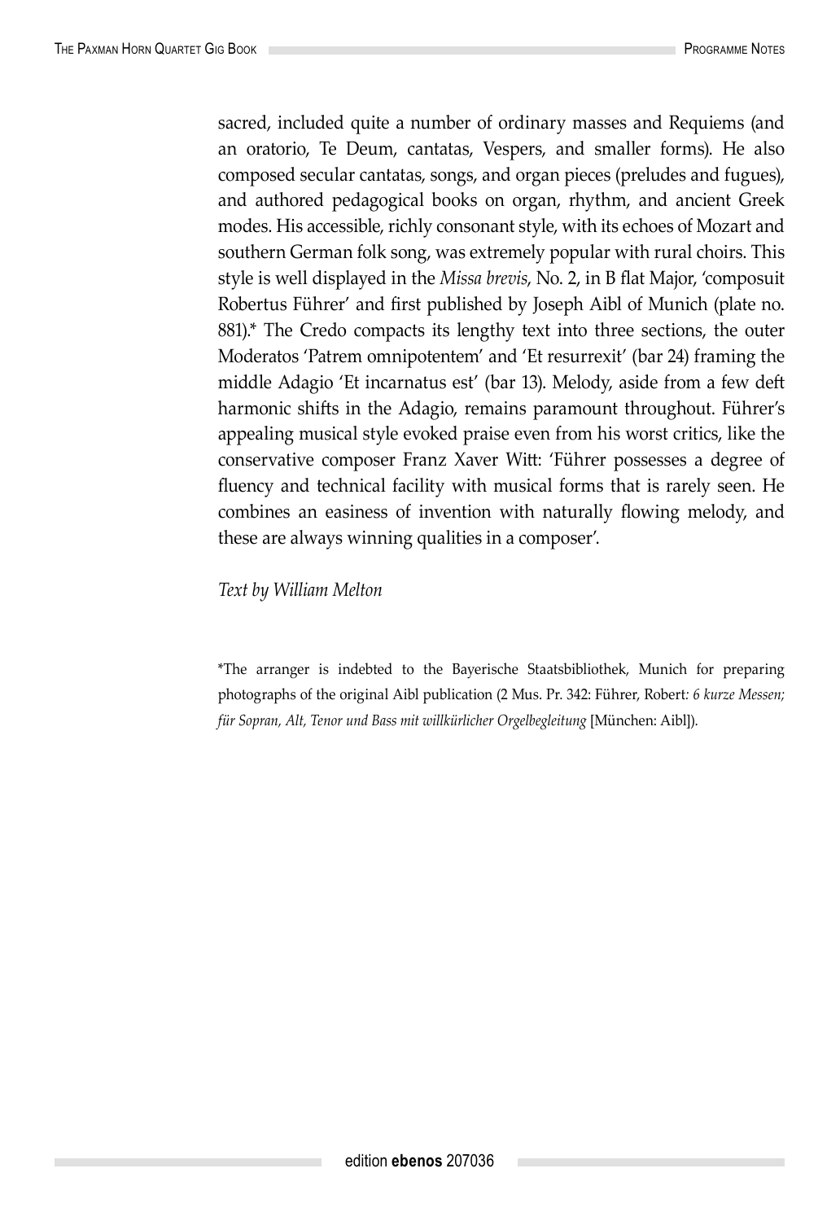sacred, included quite a number of ordinary masses and Requiems (and an oratorio, Te Deum, cantatas, Vespers, and smaller forms). He also composed secular cantatas, songs, and organ pieces (preludes and fugues), and authored pedagogical books on organ, rhythm, and ancient Greek modes. His accessible, richly consonant style, with its echoes of Mozart and southern German folk song, was extremely popular with rural choirs. This style is well displayed in the *Missa brevis*, No. 2, in B flat Major, 'composuit Robertus Führer' and first published by Joseph Aibl of Munich (plate no. 881).* The Credo compacts its lengthy text into three sections, the outer Moderatos 'Patrem omnipotentem' and 'Et resurrexit' (bar 24) framing the middle Adagio 'Et incarnatus est' (bar 13). Melody, aside from a few deft harmonic shifts in the Adagio, remains paramount throughout. Führer's appealing musical style evoked praise even from his worst critics, like the conservative composer Franz Xaver Witt: 'Führer possesses a degree of fluency and technical facility with musical forms that is rarely seen. He combines an easiness of invention with naturally flowing melody, and these are always winning qualities in a composer'.

*Text by William Melton*

*The arranger is indebted to the Bayerische Staatsbibliothek, Munich for preparing photographs of the original Aibl publication (2 Mus. Pr. 342: Führer, Robert: *6 kurze Messen; für Sopran, Alt, Tenor und Bass mit willkürlicher Orgelbegleitung* [München: Aibl]).